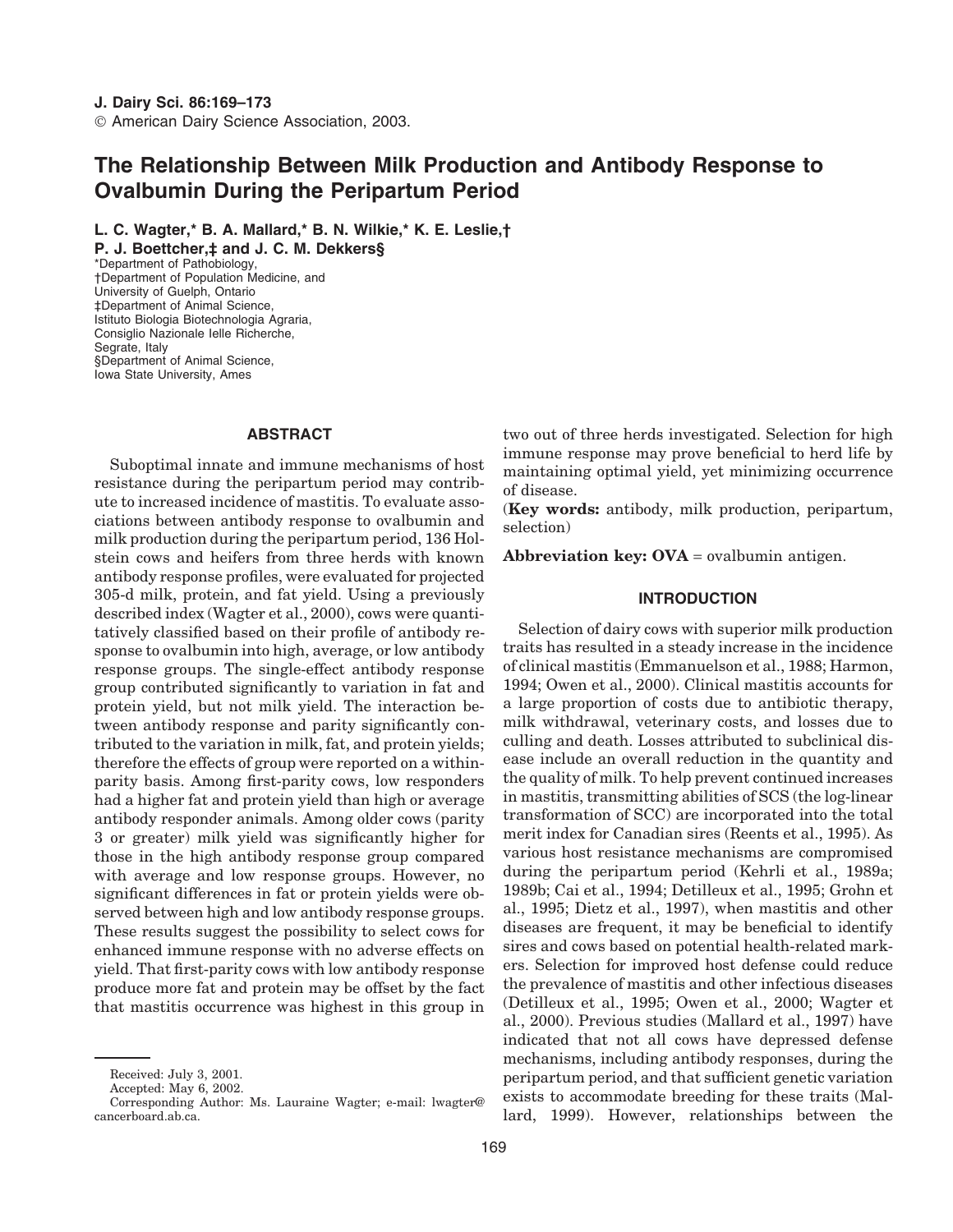J. Dairy Sci. 86:169–173
© American Dairy Science Association, 2003.

# The Relationship Between Milk Production and Antibody Response to Ovalbumin During the Peripartum Period

**L. C. Wagter,* B. A. Mallard,* B. N. Wilkie,* K. E. Leslie,† P. J. Boettcher,‡ and J. C. M. Dekkers§**

*Department of Pathobiology,
†Department of Population Medicine, and
University of Guelph, Ontario
‡Department of Animal Science,
Istituto Biologia Biotechnologia Agraria,
Consiglio Nazionale Ielle Richerche,
Segrate, Italy
§Department of Animal Science,
Iowa State University, Ames

## ABSTRACT

Suboptimal innate and immune mechanisms of host resistance during the peripartum period may contribute to increased incidence of mastitis. To evaluate associations between antibody response to ovalbumin and milk production during the peripartum period, 136 Holstein cows and heifers from three herds with known antibody response profiles, were evaluated for projected 305-d milk, protein, and fat yield. Using a previously described index (Wagter et al., 2000), cows were quantitatively classified based on their profile of antibody response to ovalbumin into high, average, or low antibody response groups. The single-effect antibody response group contributed significantly to variation in fat and protein yield, but not milk yield. The interaction between antibody response and parity significantly contributed to the variation in milk, fat, and protein yields; therefore the effects of group were reported on a within-parity basis. Among first-parity cows, low responders had a higher fat and protein yield than high or average antibody responder animals. Among older cows (parity 3 or greater) milk yield was significantly higher for those in the high antibody response group compared with average and low response groups. However, no significant differences in fat or protein yields were observed between high and low antibody response groups. These results suggest the possibility to select cows for enhanced immune response with no adverse effects on yield. That first-parity cows with low antibody response produce more fat and protein may be offset by the fact that mastitis occurrence was highest in this group in two out of three herds investigated. Selection for high immune response may prove beneficial to herd life by maintaining optimal yield, yet minimizing occurrence of disease.

(**Key words:** antibody, milk production, peripartum, selection)

**Abbreviation key: OVA** = ovalbumin antigen.

## INTRODUCTION

Selection of dairy cows with superior milk production traits has resulted in a steady increase in the incidence of clinical mastitis (Emmanuelson et al., 1988; Harmon, 1994; Owen et al., 2000). Clinical mastitis accounts for a large proportion of costs due to antibiotic therapy, milk withdrawal, veterinary costs, and losses due to culling and death. Losses attributed to subclinical disease include an overall reduction in the quantity and the quality of milk. To help prevent continued increases in mastitis, transmitting abilities of SCS (the log-linear transformation of SCC) are incorporated into the total merit index for Canadian sires (Reents et al., 1995). As various host resistance mechanisms are compromised during the peripartum period (Kehrli et al., 1989a; 1989b; Cai et al., 1994; Detilleux et al., 1995; Grohn et al., 1995; Dietz et al., 1997), when mastitis and other diseases are frequent, it may be beneficial to identify sires and cows based on potential health-related markers. Selection for improved host defense could reduce the prevalence of mastitis and other infectious diseases (Detilleux et al., 1995; Owen et al., 2000; Wagter et al., 2000). Previous studies (Mallard et al., 1997) have indicated that not all cows have depressed defense mechanisms, including antibody responses, during the peripartum period, and that sufficient genetic variation exists to accommodate breeding for these traits (Mallard, 1999). However, relationships between the

Received: July 3, 2001.
Accepted: May 6, 2002.
Corresponding Author: Ms. Lauraine Wagter; e-mail: lwagter@cancerboard.ab.ca.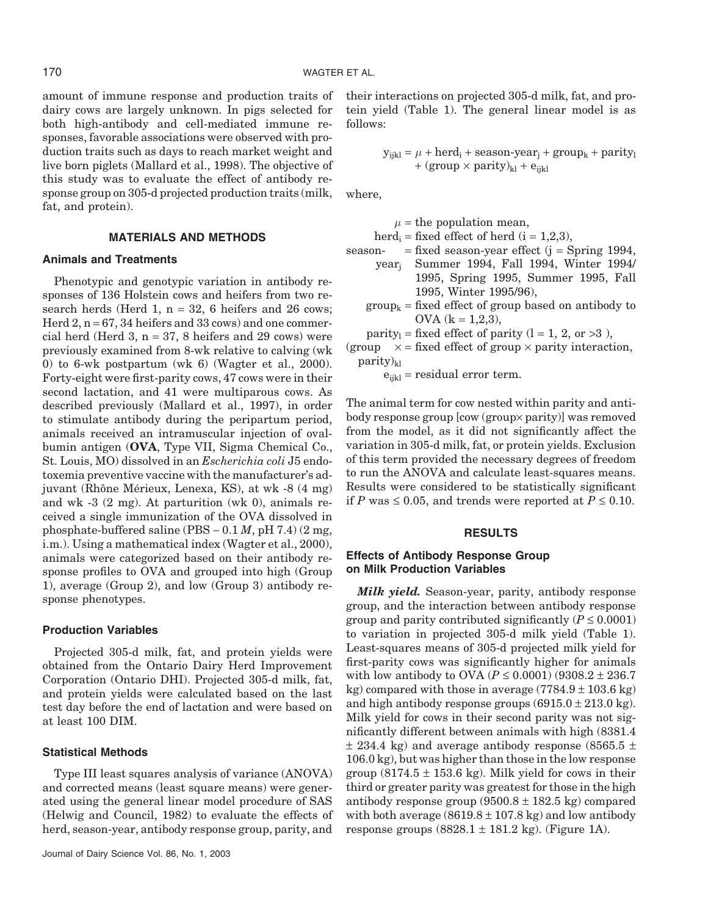amount of immune response and production traits of dairy cows are largely unknown. In pigs selected for both high-antibody and cell-mediated immune responses, favorable associations were observed with production traits such as days to reach market weight and live born piglets (Mallard et al., 1998). The objective of this study was to evaluate the effect of antibody response group on 305-d projected production traits (milk, fat, and protein).

## MATERIALS AND METHODS

### Animals and Treatments

Phenotypic and genotypic variation in antibody responses of 136 Holstein cows and heifers from two research herds (Herd 1, n = 32, 6 heifers and 26 cows; Herd 2, n = 67, 34 heifers and 33 cows) and one commercial herd (Herd 3, n = 37, 8 heifers and 29 cows) were previously examined from 8-wk relative to calving (wk 0) to 6-wk postpartum (wk 6) (Wagter et al., 2000). Forty-eight were first-parity cows, 47 cows were in their second lactation, and 41 were multiparous cows. As described previously (Mallard et al., 1997), in order to stimulate antibody during the peripartum period, animals received an intramuscular injection of ovalbumin antigen (**OVA**, Type VII, Sigma Chemical Co., St. Louis, MO) dissolved in an *Escherichia coli* J5 endotoxemia preventive vaccine with the manufacturer's adjuvant (Rhône Mérieux, Lenexa, KS), at wk -8 (4 mg) and wk -3 (2 mg). At parturition (wk 0), animals received a single immunization of the OVA dissolved in phosphate-buffered saline (PBS – 0.1 *M*, pH 7.4) (2 mg, i.m.). Using a mathematical index (Wagter et al., 2000), animals were categorized based on their antibody response profiles to OVA and grouped into high (Group 1), average (Group 2), and low (Group 3) antibody response phenotypes.

### Production Variables

Projected 305-d milk, fat, and protein yields were obtained from the Ontario Dairy Herd Improvement Corporation (Ontario DHI). Projected 305-d milk, fat, and protein yields were calculated based on the last test day before the end of lactation and were based on at least 100 DIM.

### Statistical Methods

Type III least squares analysis of variance (ANOVA) and corrected means (least square means) were generated using the general linear model procedure of SAS (Helwig and Council, 1982) to evaluate the effects of herd, season-year, antibody response group, parity, and their interactions on projected 305-d milk, fat, and protein yield (Table 1). The general linear model is as follows:

$$y_{ijkl} = \mu + \text{herd}_i + \text{season-year}_j + \text{group}_k + \text{parity}_l + (\text{group} \times \text{parity})_{kl} + e_{ijkl}$$

where,

$\mu$ = the population mean,
$\text{herd}_i$ = fixed effect of herd (i = 1,2,3),
$\text{season-year}_j$ = fixed season-year effect (j = Spring 1994, Summer 1994, Fall 1994, Winter 1994/1995, Spring 1995, Summer 1995, Fall 1995, Winter 1995/96),
$\text{group}_k$ = fixed effect of group based on antibody to OVA (k = 1,2,3),
$\text{parity}_l$ = fixed effect of parity (l = 1, 2, or >3 ),
$(\text{group} \times \text{parity})_{kl}$ = fixed effect of group × parity interaction,
$e_{ijkl}$ = residual error term.

The animal term for cow nested within parity and antibody response group [cow (group× parity)] was removed from the model, as it did not significantly affect the variation in 305-d milk, fat, or protein yields. Exclusion of this term provided the necessary degrees of freedom to run the ANOVA and calculate least-squares means. Results were considered to be statistically significant if $P$ was ≤ 0.05, and trends were reported at $P \leq 0.10$.

## RESULTS

### Effects of Antibody Response Group on Milk Production Variables

***Milk yield.*** Season-year, parity, antibody response group, and the interaction between antibody response group and parity contributed significantly ($P \leq 0.0001$) to variation in projected 305-d milk yield (Table 1). Least-squares means of 305-d projected milk yield for first-parity cows was significantly higher for animals with low antibody to OVA ($P \leq 0.0001$) (9308.2 ± 236.7 kg) compared with those in average (7784.9 ± 103.6 kg) and high antibody response groups (6915.0 ± 213.0 kg). Milk yield for cows in their second parity was not significantly different between animals with high (8381.4 ± 234.4 kg) and average antibody response (8565.5 ± 106.0 kg), but was higher than those in the low response group (8174.5 ± 153.6 kg). Milk yield for cows in their third or greater parity was greatest for those in the high antibody response group (9500.8 ± 182.5 kg) compared with both average (8619.8 ± 107.8 kg) and low antibody response groups (8828.1 ± 181.2 kg). (Figure 1A).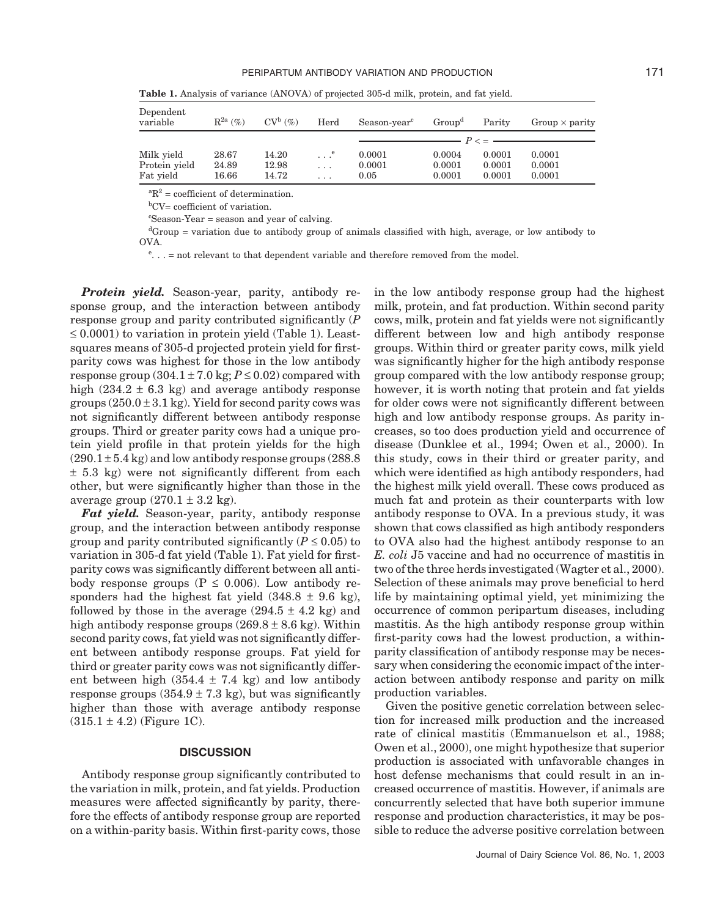**Table 1.** Analysis of variance (ANOVA) of projected 305-d milk, protein, and fat yield.

| Dependent variable | $R^{2a}$ (%) | $CV^b$ (%) | Herd | Season-year[c] | Group[d] | Parity | Group × parity |
|---|---|---|---|---|---|---|---|
| | | | | $P <=$ | | | |
| Milk yield | 28.67 | 14.20 | . . .[e] | 0.0001 | 0.0004 | 0.0001 | 0.0001 |
| Protein yield | 24.89 | 12.98 | . . . | 0.0001 | 0.0001 | 0.0001 | 0.0001 |
| Fat yield | 16.66 | 14.72 | . . . | 0.05 | 0.0001 | 0.0001 | 0.0001 |

[a]$R^2$ = coefficient of determination.

[b]CV= coefficient of variation.

[c]Season-Year = season and year of calving.

[d]Group = variation due to antibody group of animals classified with high, average, or low antibody to OVA.

[e]. . . = not relevant to that dependent variable and therefore removed from the model.

***Protein yield.*** Season-year, parity, antibody response group, and the interaction between antibody response group and parity contributed significantly ($P \leq 0.0001$) to variation in protein yield (Table 1). Least-squares means of 305-d projected protein yield for first-parity cows was highest for those in the low antibody response group ($304.1 \pm 7.0$ kg; $P \leq 0.02$) compared with high ($234.2 \pm 6.3$ kg) and average antibody response groups ($250.0 \pm 3.1$ kg). Yield for second parity cows was not significantly different between antibody response groups. Third or greater parity cows had a unique protein yield profile in that protein yields for the high ($290.1 \pm 5.4$ kg) and low antibody response groups ($288.8 \pm 5.3$ kg) were not significantly different from each other, but were significantly higher than those in the average group ($270.1 \pm 3.2$ kg).

***Fat yield.*** Season-year, parity, antibody response group, and the interaction between antibody response group and parity contributed significantly ($P \leq 0.05$) to variation in 305-d fat yield (Table 1). Fat yield for first-parity cows was significantly different between all antibody response groups ($P \leq 0.006$). Low antibody responders had the highest fat yield ($348.8 \pm 9.6$ kg), followed by those in the average ($294.5 \pm 4.2$ kg) and high antibody response groups ($269.8 \pm 8.6$ kg). Within second parity cows, fat yield was not significantly different between antibody response groups. Fat yield for third or greater parity cows was not significantly different between high ($354.4 \pm 7.4$ kg) and low antibody response groups ($354.9 \pm 7.3$ kg), but was significantly higher than those with average antibody response ($315.1 \pm 4.2$) (Figure 1C).

## DISCUSSION

Antibody response group significantly contributed to the variation in milk, protein, and fat yields. Production measures were affected significantly by parity, therefore the effects of antibody response group are reported on a within-parity basis. Within first-parity cows, those in the low antibody response group had the highest milk, protein, and fat production. Within second parity cows, milk, protein and fat yields were not significantly different between low and high antibody response groups. Within third or greater parity cows, milk yield was significantly higher for the high antibody response group compared with the low antibody response group; however, it is worth noting that protein and fat yields for older cows were not significantly different between high and low antibody response groups. As parity increases, so too does production yield and occurrence of disease (Dunklee et al., 1994; Owen et al., 2000). In this study, cows in their third or greater parity, and which were identified as high antibody responders, had the highest milk yield overall. These cows produced as much fat and protein as their counterparts with low antibody response to OVA. In a previous study, it was shown that cows classified as high antibody responders to OVA also had the highest antibody response to an *E. coli* J5 vaccine and had no occurrence of mastitis in two of the three herds investigated (Wagter et al., 2000). Selection of these animals may prove beneficial to herd life by maintaining optimal yield, yet minimizing the occurrence of common peripartum diseases, including mastitis. As the high antibody response group within first-parity cows had the lowest production, a within-parity classification of antibody response may be necessary when considering the economic impact of the interaction between antibody response and parity on milk production variables.

Given the positive genetic correlation between selection for increased milk production and the increased rate of clinical mastitis (Emmanuelson et al., 1988; Owen et al., 2000), one might hypothesize that superior production is associated with unfavorable changes in host defense mechanisms that could result in an increased occurrence of mastitis. However, if animals are concurrently selected that have both superior immune response and production characteristics, it may be possible to reduce the adverse positive correlation between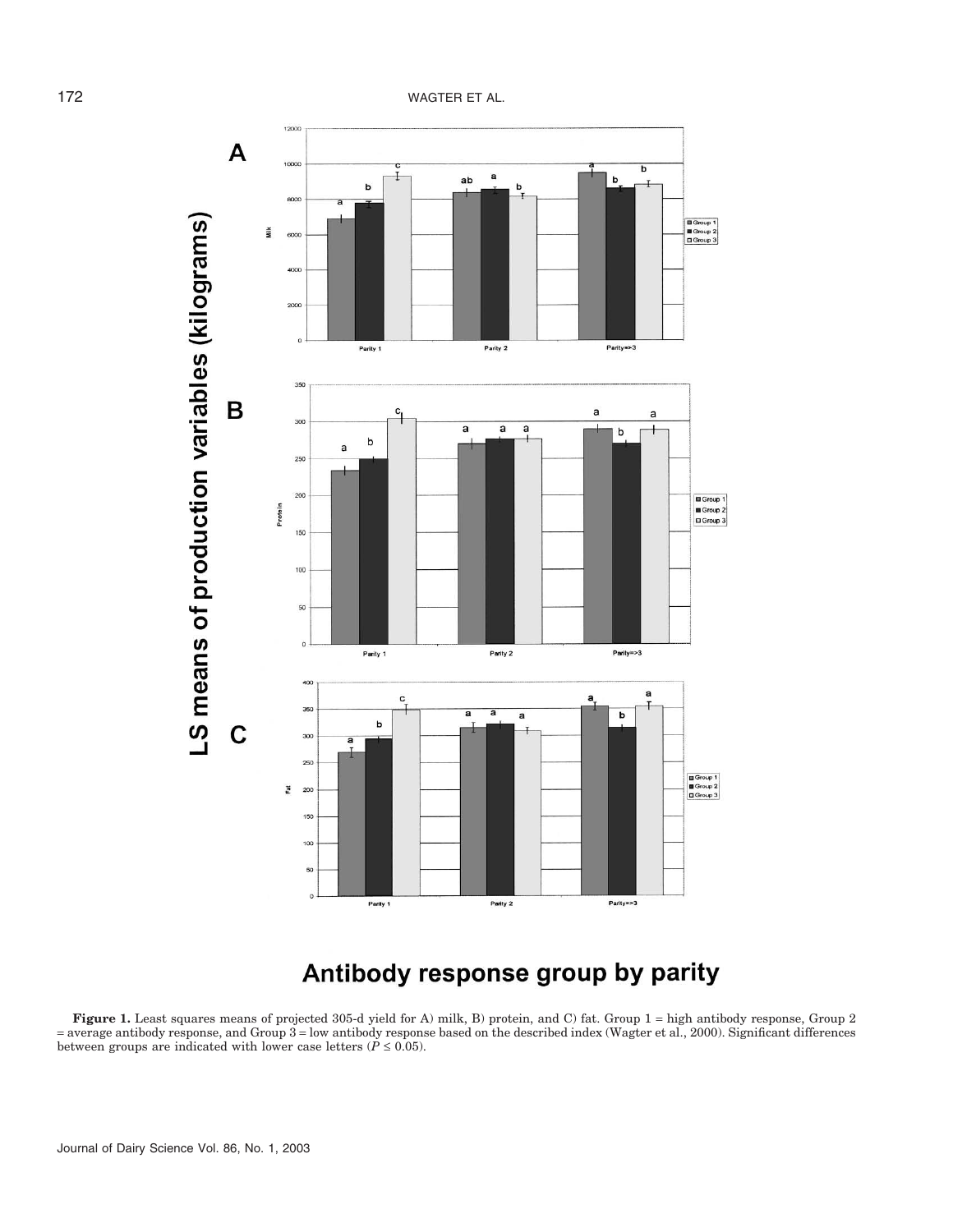**Figure 1.** Least squares means of projected 305-d yield for A) milk, B) protein, and C) fat. Group 1 = high antibody response, Group 2 = average antibody response, and Group 3 = low antibody response based on the described index (Wagter et al., 2000). Significant differences between groups are indicated with lower case letters ($P \leq 0.05$).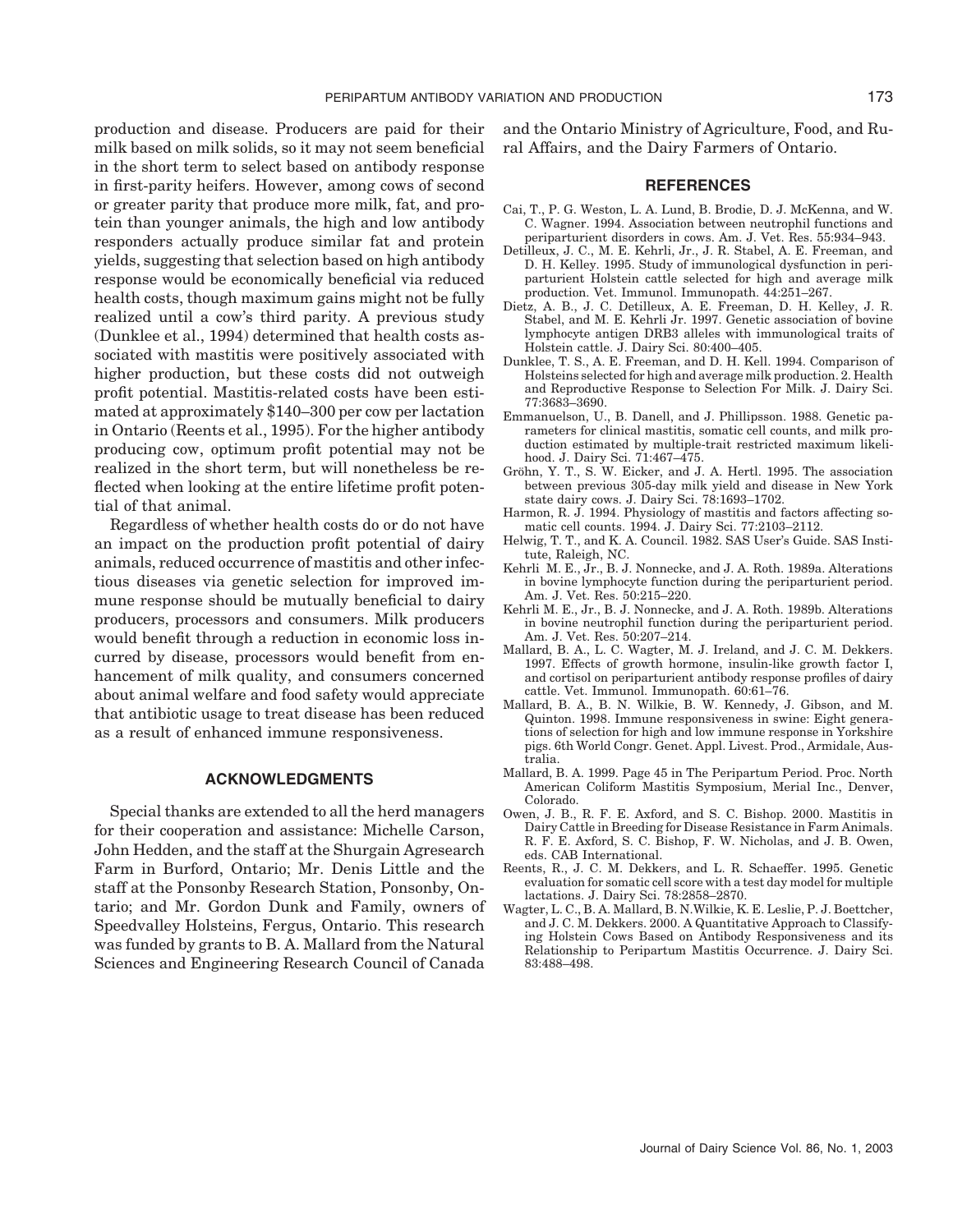production and disease. Producers are paid for their milk based on milk solids, so it may not seem beneficial in the short term to select based on antibody response in first-parity heifers. However, among cows of second or greater parity that produce more milk, fat, and protein than younger animals, the high and low antibody responders actually produce similar fat and protein yields, suggesting that selection based on high antibody response would be economically beneficial via reduced health costs, though maximum gains might not be fully realized until a cow's third parity. A previous study (Dunklee et al., 1994) determined that health costs associated with mastitis were positively associated with higher production, but these costs did not outweigh profit potential. Mastitis-related costs have been estimated at approximately $140–300 per cow per lactation in Ontario (Reents et al., 1995). For the higher antibody producing cow, optimum profit potential may not be realized in the short term, but will nonetheless be reflected when looking at the entire lifetime profit potential of that animal.

Regardless of whether health costs do or do not have an impact on the production profit potential of dairy animals, reduced occurrence of mastitis and other infectious diseases via genetic selection for improved immune response should be mutually beneficial to dairy producers, processors and consumers. Milk producers would benefit through a reduction in economic loss incurred by disease, processors would benefit from enhancement of milk quality, and consumers concerned about animal welfare and food safety would appreciate that antibiotic usage to treat disease has been reduced as a result of enhanced immune responsiveness.

## ACKNOWLEDGMENTS

Special thanks are extended to all the herd managers for their cooperation and assistance: Michelle Carson, John Hedden, and the staff at the Shurgain Agresearch Farm in Burford, Ontario; Mr. Denis Little and the staff at the Ponsonby Research Station, Ponsonby, Ontario; and Mr. Gordon Dunk and Family, owners of Speedvalley Holsteins, Fergus, Ontario. This research was funded by grants to B. A. Mallard from the Natural Sciences and Engineering Research Council of Canada and the Ontario Ministry of Agriculture, Food, and Rural Affairs, and the Dairy Farmers of Ontario.

## REFERENCES

Cai, T., P. G. Weston, L. A. Lund, B. Brodie, D. J. McKenna, and W. C. Wagner. 1994. Association between neutrophil functions and periparturient disorders in cows. Am. J. Vet. Res. 55:934–943.

Detilleux, J. C., M. E. Kehrli, Jr., J. R. Stabel, A. E. Freeman, and D. H. Kelley. 1995. Study of immunological dysfunction in periparturient Holstein cattle selected for high and average milk production. Vet. Immunol. Immunopath. 44:251–267.

Dietz, A. B., J. C. Detilleux, A. E. Freeman, D. H. Kelley, J. R. Stabel, and M. E. Kehrli Jr. 1997. Genetic association of bovine lymphocyte antigen DRB3 alleles with immunological traits of Holstein cattle. J. Dairy Sci. 80:400–405.

Dunklee, T. S., A. E. Freeman, and D. H. Kell. 1994. Comparison of Holsteins selected for high and average milk production. 2. Health and Reproductive Response to Selection For Milk. J. Dairy Sci. 77:3683–3690.

Emmanuelson, U., B. Danell, and J. Phillipsson. 1988. Genetic parameters for clinical mastitis, somatic cell counts, and milk production estimated by multiple-trait restricted maximum likelihood. J. Dairy Sci. 71:467–475.

Gröhn, Y. T., S. W. Eicker, and J. A. Hertl. 1995. The association between previous 305-day milk yield and disease in New York state dairy cows. J. Dairy Sci. 78:1693–1702.

Harmon, R. J. 1994. Physiology of mastitis and factors affecting somatic cell counts. 1994. J. Dairy Sci. 77:2103–2112.

Helwig, T. T., and K. A. Council. 1982. SAS User's Guide. SAS Institute, Raleigh, NC.

Kehrli M. E., Jr., B. J. Nonnecke, and J. A. Roth. 1989a. Alterations in bovine lymphocyte function during the periparturient period. Am. J. Vet. Res. 50:215–220.

Kehrli M. E., Jr., B. J. Nonnecke, and J. A. Roth. 1989b. Alterations in bovine neutrophil function during the periparturient period. Am. J. Vet. Res. 50:207–214.

Mallard, B. A., L. C. Wagter, M. J. Ireland, and J. C. M. Dekkers. 1997. Effects of growth hormone, insulin-like growth factor I, and cortisol on periparturient antibody response profiles of dairy cattle. Vet. Immunol. Immunopath. 60:61–76.

Mallard, B. A., B. N. Wilkie, B. W. Kennedy, J. Gibson, and M. Quinton. 1998. Immune responsiveness in swine: Eight generations of selection for high and low immune response in Yorkshire pigs. 6th World Congr. Genet. Appl. Livest. Prod., Armidale, Australia.

Mallard, B. A. 1999. Page 45 in The Peripartum Period. Proc. North American Coliform Mastitis Symposium, Merial Inc., Denver, Colorado.

Owen, J. B., R. F. E. Axford, and S. C. Bishop. 2000. Mastitis in Dairy Cattle in Breeding for Disease Resistance in Farm Animals. R. F. E. Axford, S. C. Bishop, F. W. Nicholas, and J. B. Owen, eds. CAB International.

Reents, R., J. C. M. Dekkers, and L. R. Schaeffer. 1995. Genetic evaluation for somatic cell score with a test day model for multiple lactations. J. Dairy Sci. 78:2858–2870.

Wagter, L. C., B. A. Mallard, B. N.Wilkie, K. E. Leslie, P. J. Boettcher, and J. C. M. Dekkers. 2000. A Quantitative Approach to Classifying Holstein Cows Based on Antibody Responsiveness and its Relationship to Peripartum Mastitis Occurrence. J. Dairy Sci. 83:488–498.